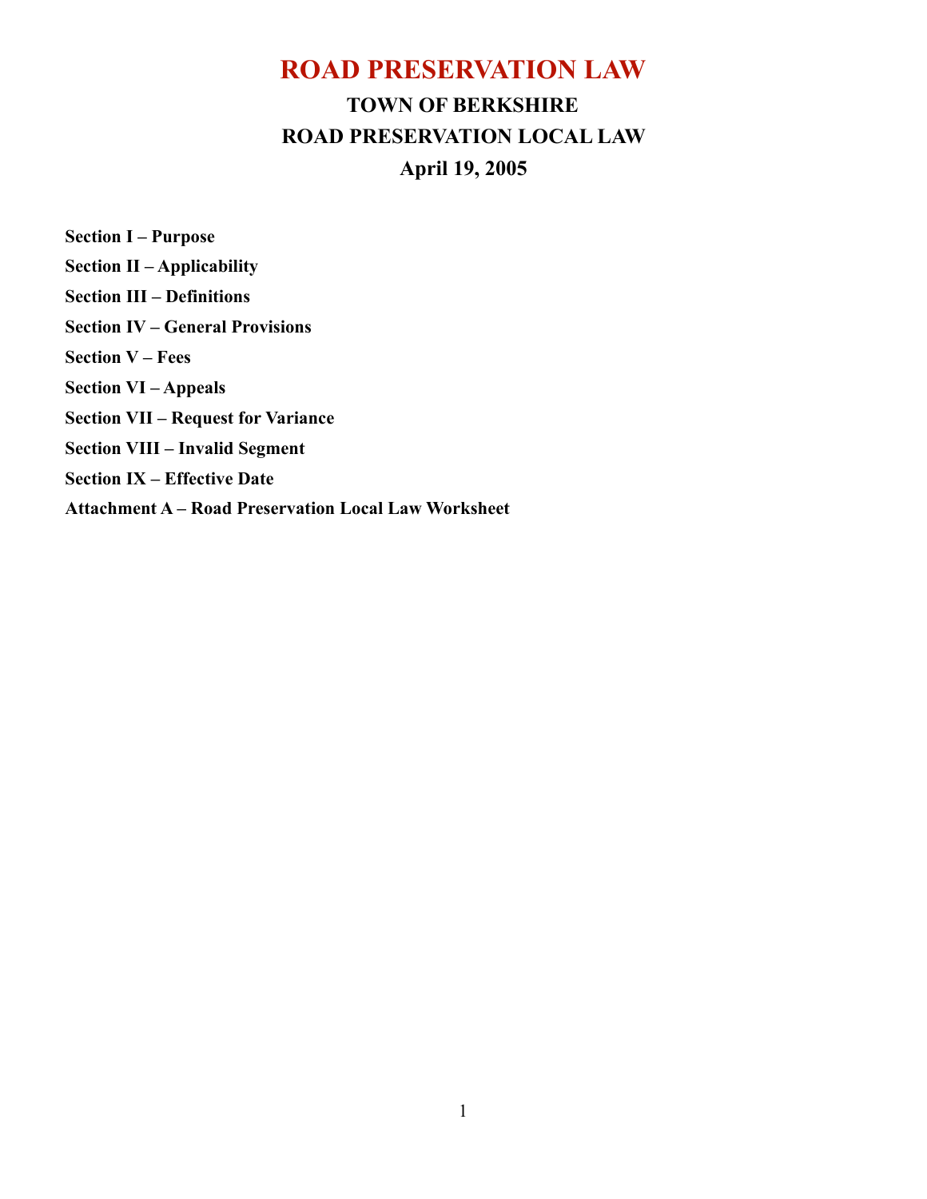# ROAD PRESERVATION LAW

## TOWN OF BERKSHIRE

## ROAD PRESERVATION LOCAL LAW

## April 19, 2005

**Section I – Purpose**

**Section II – Applicability**

**Section III – Definitions**

**Section IV – General Provisions**

**Section V – Fees**

**Section VI – Appeals**

**Section VII – Request for Variance**

**Section VIII – Invalid Segment**

**Section IX – Effective Date**

**Attachment A – Road Preservation Local Law Worksheet**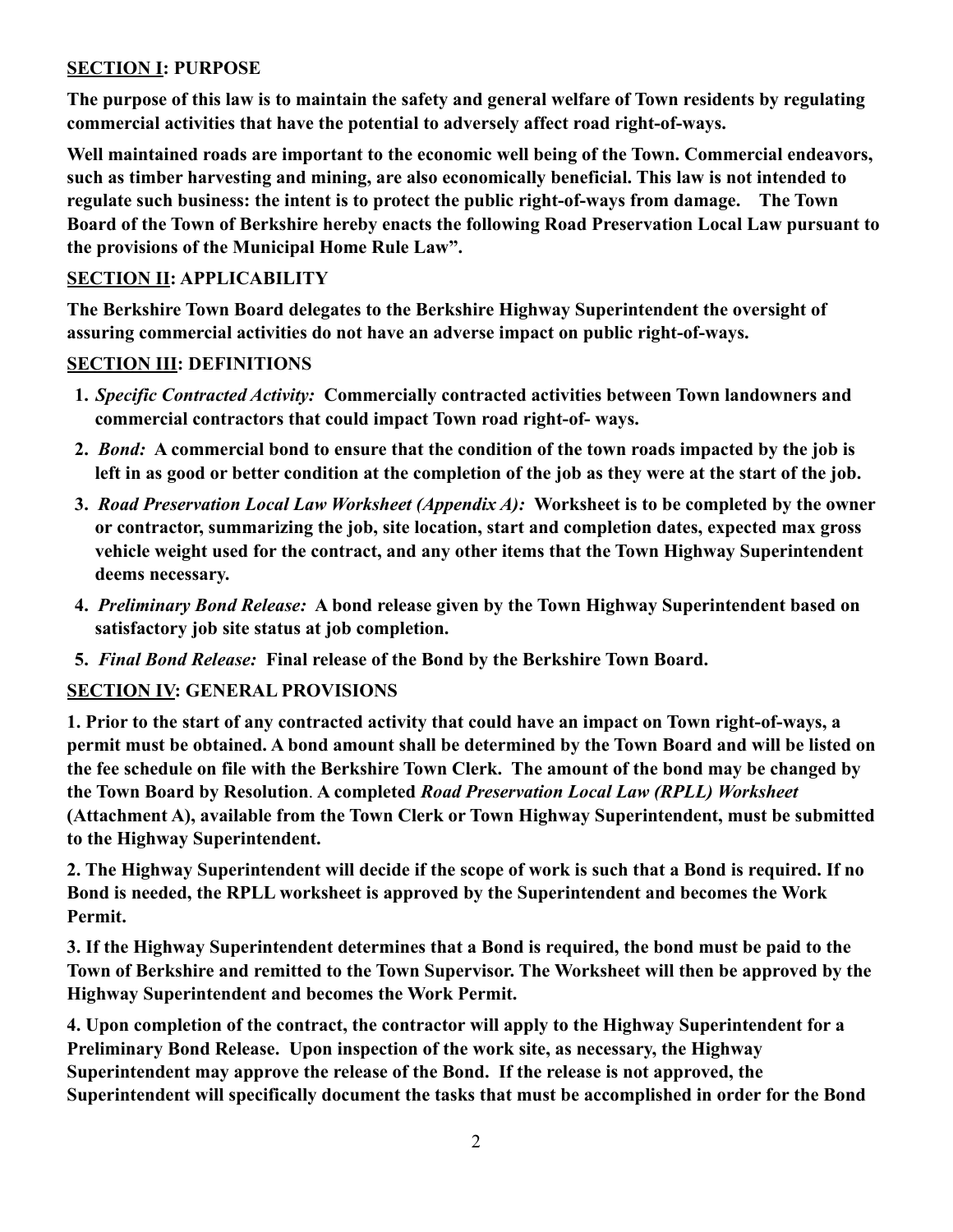## SECTION I: PURPOSE

**The purpose of this law is to maintain the safety and general welfare of Town residents by regulating commercial activities that have the potential to adversely affect road right-of-ways.**

**Well maintained roads are important to the economic well being of the Town. Commercial endeavors, such as timber harvesting and mining, are also economically beneficial. This law is not intended to regulate such business: the intent is to protect the public right-of-ways from damage. The Town Board of the Town of Berkshire hereby enacts the following Road Preservation Local Law pursuant to the provisions of the Municipal Home Rule Law".**

## SECTION II: APPLICABILITY

**The Berkshire Town Board delegates to the Berkshire Highway Superintendent the oversight of assuring commercial activities do not have an adverse impact on public right-of-ways.**

## SECTION III: DEFINITIONS

1. ***Specific Contracted Activity:*** **Commercially contracted activities between Town landowners and commercial contractors that could impact Town road right-of- ways.**
2. ***Bond:*** **A commercial bond to ensure that the condition of the town roads impacted by the job is left in as good or better condition at the completion of the job as they were at the start of the job.**
3. ***Road Preservation Local Law Worksheet (Appendix A):*** **Worksheet is to be completed by the owner or contractor, summarizing the job, site location, start and completion dates, expected max gross vehicle weight used for the contract, and any other items that the Town Highway Superintendent deems necessary.**
4. ***Preliminary Bond Release:*** **A bond release given by the Town Highway Superintendent based on satisfactory job site status at job completion.**
5. ***Final Bond Release:*** **Final release of the Bond by the Berkshire Town Board.**

## SECTION IV: GENERAL PROVISIONS

**1. Prior to the start of any contracted activity that could have an impact on Town right-of-ways, a permit must be obtained. A bond amount shall be determined by the Town Board and will be listed on the fee schedule on file with the Berkshire Town Clerk. The amount of the bond may be changed by the Town Board by Resolution. A completed *Road Preservation Local Law (RPLL) Worksheet* (Attachment A), available from the Town Clerk or Town Highway Superintendent, must be submitted to the Highway Superintendent.**

**2. The Highway Superintendent will decide if the scope of work is such that a Bond is required. If no Bond is needed, the RPLL worksheet is approved by the Superintendent and becomes the Work Permit.**

**3. If the Highway Superintendent determines that a Bond is required, the bond must be paid to the Town of Berkshire and remitted to the Town Supervisor. The Worksheet will then be approved by the Highway Superintendent and becomes the Work Permit.**

**4. Upon completion of the contract, the contractor will apply to the Highway Superintendent for a Preliminary Bond Release. Upon inspection of the work site, as necessary, the Highway Superintendent may approve the release of the Bond. If the release is not approved, the Superintendent will specifically document the tasks that must be accomplished in order for the Bond**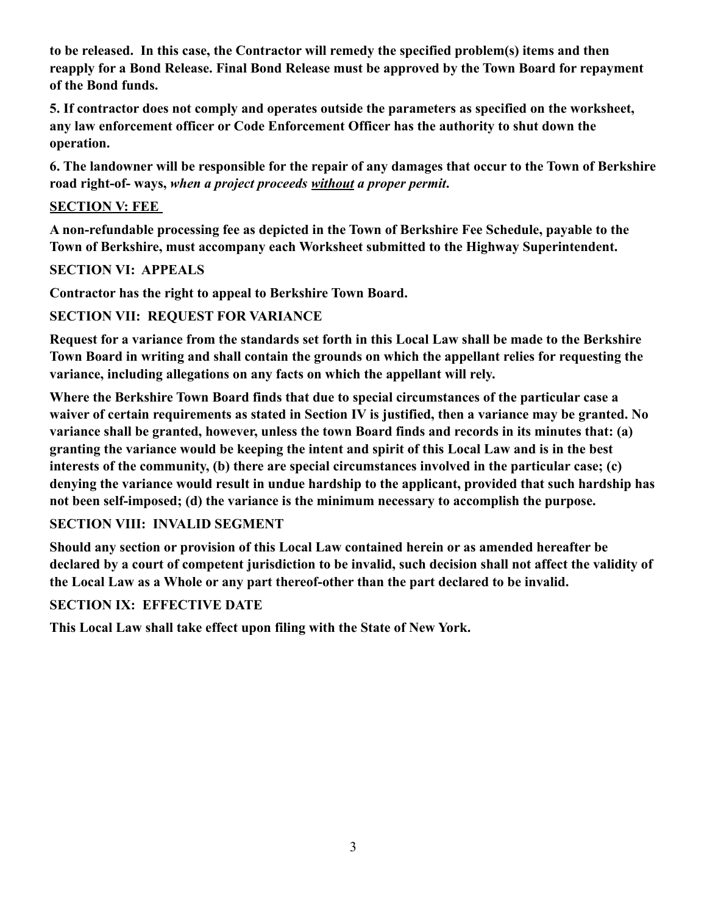**to be released. In this case, the Contractor will remedy the specified problem(s) items and then reapply for a Bond Release. Final Bond Release must be approved by the Town Board for repayment of the Bond funds.**

**5. If contractor does not comply and operates outside the parameters as specified on the worksheet, any law enforcement officer or Code Enforcement Officer has the authority to shut down the operation.**

**6. The landowner will be responsible for the repair of any damages that occur to the Town of Berkshire road right-of- ways, *when a project proceeds <u>without</u> a proper permit*.**

## SECTION V: FEE

**A non-refundable processing fee as depicted in the Town of Berkshire Fee Schedule, payable to the Town of Berkshire, must accompany each Worksheet submitted to the Highway Superintendent.**

## SECTION VI: APPEALS

**Contractor has the right to appeal to Berkshire Town Board.**

## SECTION VII: REQUEST FOR VARIANCE

**Request for a variance from the standards set forth in this Local Law shall be made to the Berkshire Town Board in writing and shall contain the grounds on which the appellant relies for requesting the variance, including allegations on any facts on which the appellant will rely.**

**Where the Berkshire Town Board finds that due to special circumstances of the particular case a waiver of certain requirements as stated in Section IV is justified, then a variance may be granted. No variance shall be granted, however, unless the town Board finds and records in its minutes that: (a) granting the variance would be keeping the intent and spirit of this Local Law and is in the best interests of the community, (b) there are special circumstances involved in the particular case; (c) denying the variance would result in undue hardship to the applicant, provided that such hardship has not been self-imposed; (d) the variance is the minimum necessary to accomplish the purpose.**

## SECTION VIII: INVALID SEGMENT

**Should any section or provision of this Local Law contained herein or as amended hereafter be declared by a court of competent jurisdiction to be invalid, such decision shall not affect the validity of the Local Law as a Whole or any part thereof-other than the part declared to be invalid.**

## SECTION IX: EFFECTIVE DATE

**This Local Law shall take effect upon filing with the State of New York.**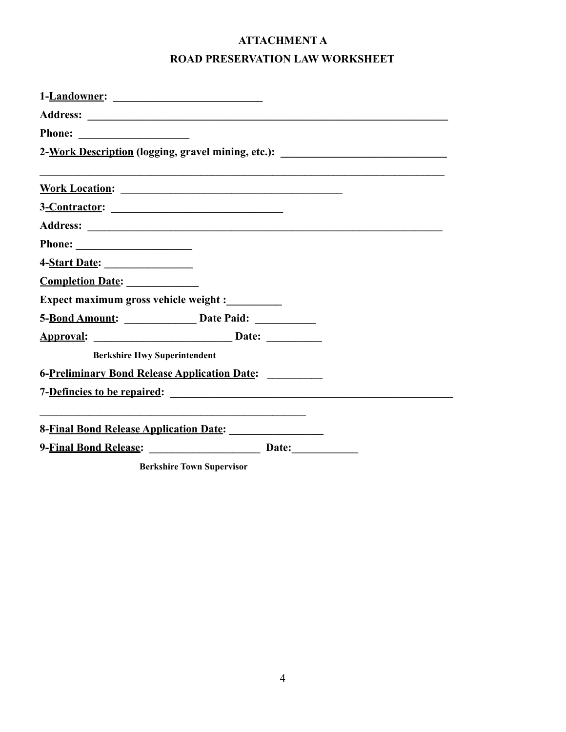**ATTACHMENT A**

**ROAD PRESERVATION LAW WORKSHEET**

**1-<u>Landowner</u>: ___________________________**

**Address: ____________________________________________________________________**

**Phone: ____________________**

**2-<u>Work Description</u> (logging, gravel mining, etc.): ______________________________**

**____________________________________________________________________________**

**<u>Work Location</u>: ________________________________________**

**3-<u>Contractor</u>: _______________________________**

**Address: ___________________________________________________________________**

**Phone: _____________________**

**4-<u>Start Date</u>: ________________**

**<u>Completion Date</u>: _____________**

**Expect maximum gross vehicle weight :__________**

**5-<u>Bond Amount</u>: _____________ Date Paid: ___________**

**<u>Approval</u>: _________________________ Date: __________**

**Berkshire Hwy Superintendent**

**6-<u>Preliminary Bond Release Application Date</u>: __________**

**7-<u>Defincies to be repaired</u>: ____________________________________________________**

**________________________________________________**

**8-<u>Final Bond Release Application Date</u>: _________________**

**9-<u>Final Bond Release</u>: ____________________ Date:____________**

**Berkshire Town Supervisor**